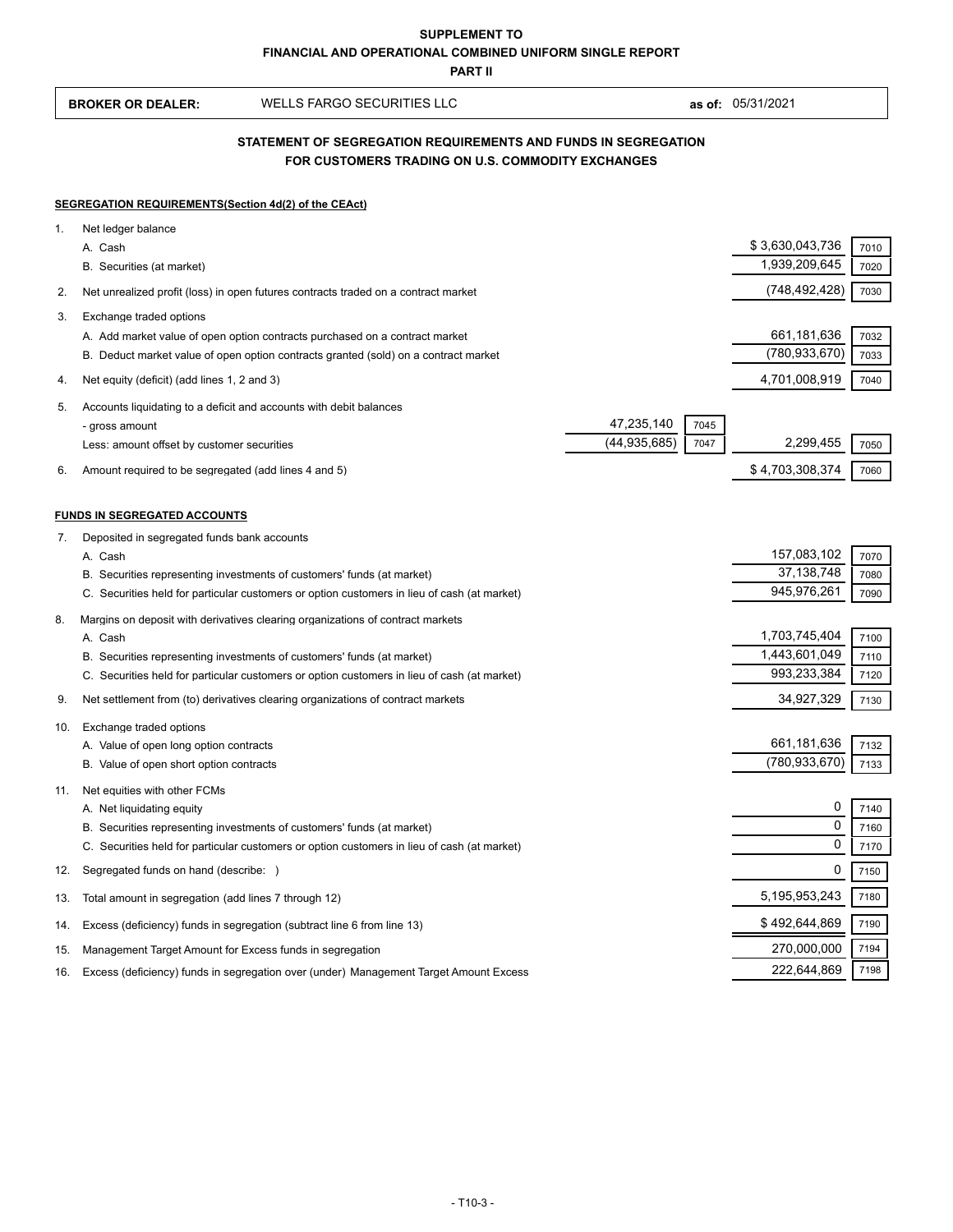**SUPPLEMENT TO**
**FINANCIAL AND OPERATIONAL COMBINED UNIFORM SINGLE REPORT**
**PART II**

**BROKER OR DEALER:** WELLS FARGO SECURITIES LLC **as of:** 05/31/2021

## STATEMENT OF SEGREGATION REQUIREMENTS AND FUNDS IN SEGREGATION FOR CUSTOMERS TRADING ON U.S. COMMODITY EXCHANGES

**SEGREGATION REQUIREMENTS(Section 4d(2) of the CEAct)**

| | | | | | |
|---|---|---|---|---|---|
| 1. | Net ledger balance | | | | |
| | A. Cash | | | $ 3,630,043,736 | 7010 |
| | B. Securities (at market) | | | 1,939,209,645 | 7020 |
| 2. | Net unrealized profit (loss) in open futures contracts traded on a contract market | | | (748,492,428) | 7030 |
| 3. | Exchange traded options | | | | |
| | A. Add market value of open option contracts purchased on a contract market | | | 661,181,636 | 7032 |
| | B. Deduct market value of open option contracts granted (sold) on a contract market | | | (780,933,670) | 7033 |
| 4. | Net equity (deficit) (add lines 1, 2 and 3) | | | 4,701,008,919 | 7040 |
| 5. | Accounts liquidating to a deficit and accounts with debit balances | | | | |
| | - gross amount | 47,235,140 | 7045 | | |
| | Less: amount offset by customer securities | (44,935,685) | 7047 | 2,299,455 | 7050 |
| 6. | Amount required to be segregated (add lines 4 and 5) | | | $ 4,703,308,374 | 7060 |

**FUNDS IN SEGREGATED ACCOUNTS**

| | | | |
|---|---|---|---|
| 7. | Deposited in segregated funds bank accounts | | |
| | A. Cash | 157,083,102 | 7070 |
| | B. Securities representing investments of customers' funds (at market) | 37,138,748 | 7080 |
| | C. Securities held for particular customers or option customers in lieu of cash (at market) | 945,976,261 | 7090 |
| 8. | Margins on deposit with derivatives clearing organizations of contract markets | | |
| | A. Cash | 1,703,745,404 | 7100 |
| | B. Securities representing investments of customers' funds (at market) | 1,443,601,049 | 7110 |
| | C. Securities held for particular customers or option customers in lieu of cash (at market) | 993,233,384 | 7120 |
| 9. | Net settlement from (to) derivatives clearing organizations of contract markets | 34,927,329 | 7130 |
| 10. | Exchange traded options | | |
| | A. Value of open long option contracts | 661,181,636 | 7132 |
| | B. Value of open short option contracts | (780,933,670) | 7133 |
| 11. | Net equities with other FCMs | | |
| | A. Net liquidating equity | 0 | 7140 |
| | B. Securities representing investments of customers' funds (at market) | 0 | 7160 |
| | C. Securities held for particular customers or option customers in lieu of cash (at market) | 0 | 7170 |
| 12. | Segregated funds on hand (describe: ) | 0 | 7150 |
| 13. | Total amount in segregation (add lines 7 through 12) | 5,195,953,243 | 7180 |
| 14. | Excess (deficiency) funds in segregation (subtract line 6 from line 13) | $ 492,644,869 | 7190 |
| 15. | Management Target Amount for Excess funds in segregation | 270,000,000 | 7194 |
| 16. | Excess (deficiency) funds in segregation over (under) Management Target Amount Excess | 222,644,869 | 7198 |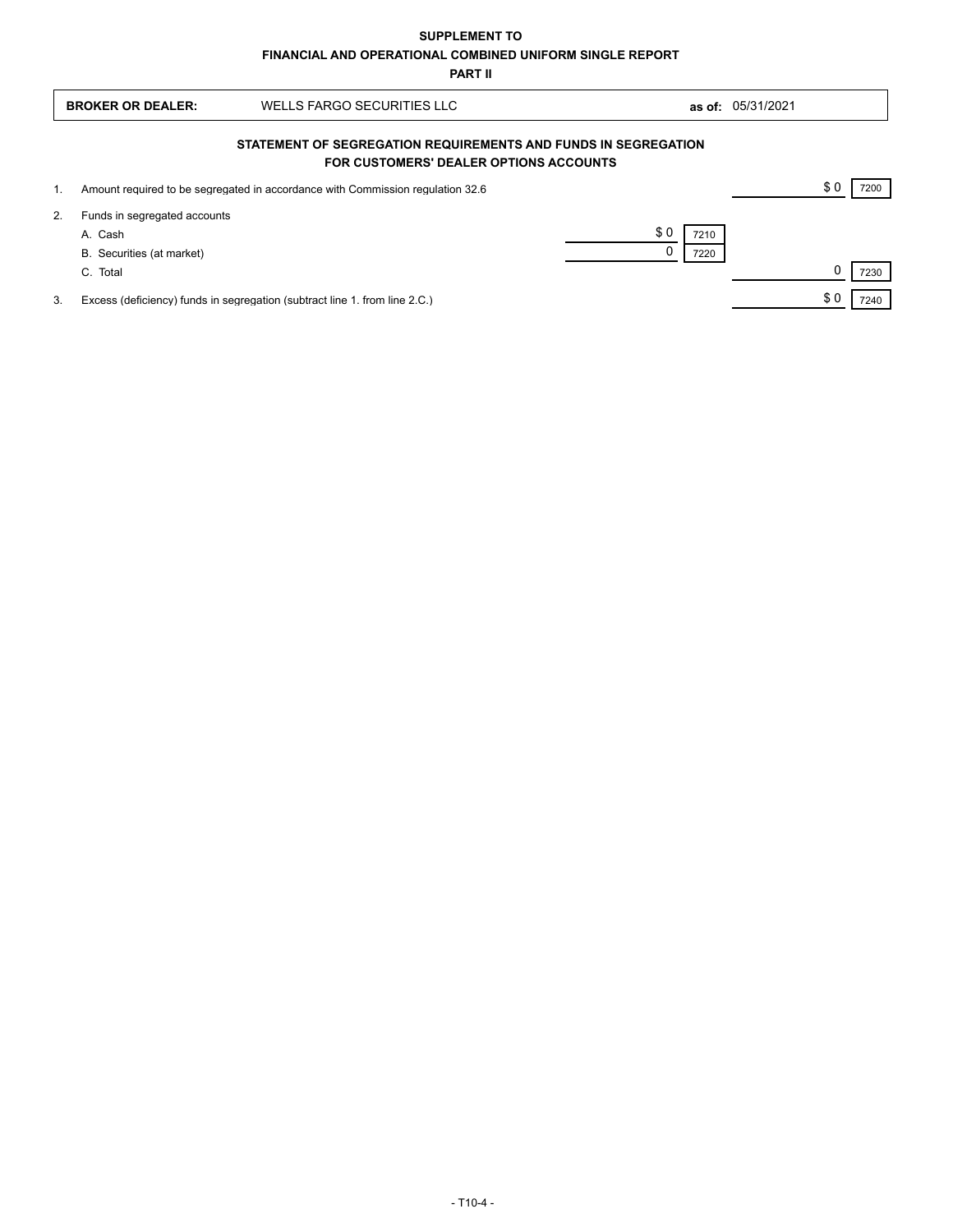**SUPPLEMENT TO**

**FINANCIAL AND OPERATIONAL COMBINED UNIFORM SINGLE REPORT**

**PART II**

**BROKER OR DEALER:** WELLS FARGO SECURITIES LLC **as of:** 05/31/2021

## STATEMENT OF SEGREGATION REQUIREMENTS AND FUNDS IN SEGREGATION FOR CUSTOMERS' DEALER OPTIONS ACCOUNTS

| | | | | | |
|---|---|---|---|---|---|
| 1. | Amount required to be segregated in accordance with Commission regulation 32.6 | | | $ 0 | 7200 |
| 2. | Funds in segregated accounts | | | | |
| | A. Cash | $ 0 | 7210 | | |
| | B. Securities (at market) | 0 | 7220 | | |
| | C. Total | | | 0 | 7230 |
| 3. | Excess (deficiency) funds in segregation (subtract line 1. from line 2.C.) | | | $ 0 | 7240 |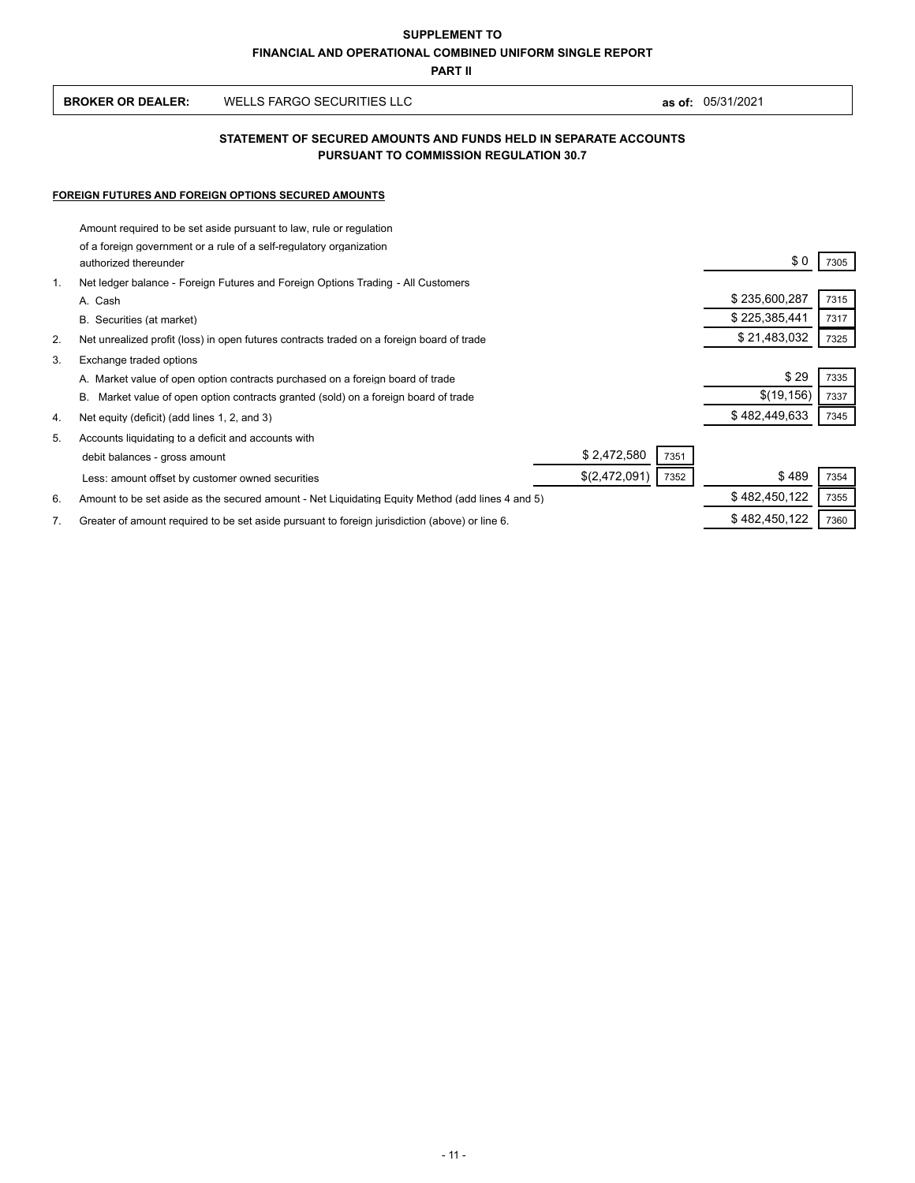**SUPPLEMENT TO**

**FINANCIAL AND OPERATIONAL COMBINED UNIFORM SINGLE REPORT**

**PART II**

**BROKER OR DEALER:** WELLS FARGO SECURITIES LLC **as of:** 05/31/2021

## STATEMENT OF SECURED AMOUNTS AND FUNDS HELD IN SEPARATE ACCOUNTS PURSUANT TO COMMISSION REGULATION 30.7

**FOREIGN FUTURES AND FOREIGN OPTIONS SECURED AMOUNTS**

| | Description | Amount | Code | Amount | Code |
|---|---|---|---|---|---|
| | Amount required to be set aside pursuant to law, rule or regulation of a foreign government or a rule of a self-regulatory organization authorized thereunder | | | $ 0 | 7305 |
| 1. | Net ledger balance - Foreign Futures and Foreign Options Trading - All Customers | | | | |
| | A. Cash | | | $ 235,600,287 | 7315 |
| | B. Securities (at market) | | | $ 225,385,441 | 7317 |
| 2. | Net unrealized profit (loss) in open futures contracts traded on a foreign board of trade | | | $ 21,483,032 | 7325 |
| 3. | Exchange traded options | | | | |
| | A. Market value of open option contracts purchased on a foreign board of trade | | | $ 29 | 7335 |
| | B. Market value of open option contracts granted (sold) on a foreign board of trade | | | $(19,156) | 7337 |
| 4. | Net equity (deficit) (add lines 1, 2, and 3) | | | $ 482,449,633 | 7345 |
| 5. | Accounts liquidating to a deficit and accounts with debit balances - gross amount | $ 2,472,580 | 7351 | | |
| | Less: amount offset by customer owned securities | $(2,472,091) | 7352 | $ 489 | 7354 |
| 6. | Amount to be set aside as the secured amount - Net Liquidating Equity Method (add lines 4 and 5) | | | $ 482,450,122 | 7355 |
| 7. | Greater of amount required to be set aside pursuant to foreign jurisdiction (above) or line 6. | | | $ 482,450,122 | 7360 |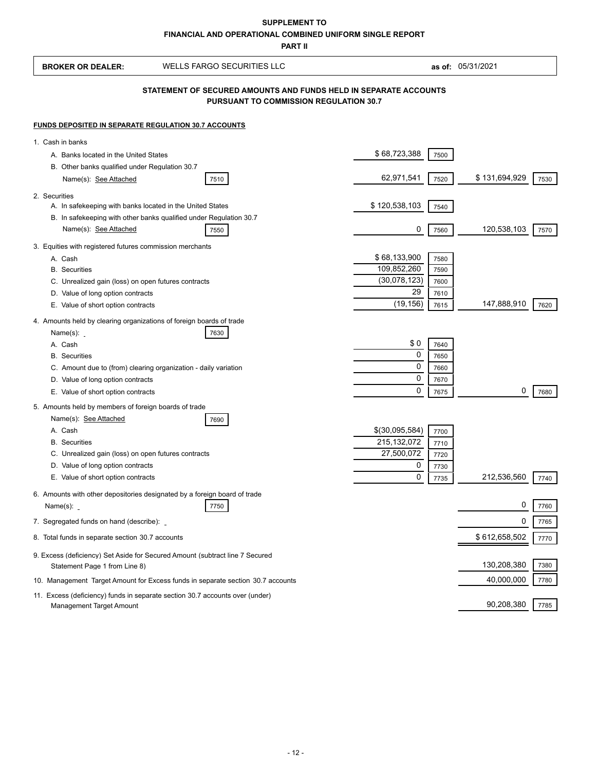**SUPPLEMENT TO**

**FINANCIAL AND OPERATIONAL COMBINED UNIFORM SINGLE REPORT**

**PART II**

**BROKER OR DEALER:** WELLS FARGO SECURITIES LLC **as of:** 05/31/2021

## STATEMENT OF SECURED AMOUNTS AND FUNDS HELD IN SEPARATE ACCOUNTS PURSUANT TO COMMISSION REGULATION 30.7

**FUNDS DEPOSITED IN SEPARATE REGULATION 30.7 ACCOUNTS**

| | | | | | |
|---|---|---|---|---|---|
| 1. Cash in banks | | | | | |
| A. Banks located in the United States | | $ 68,723,388 | 7500 | | |
| B. Other banks qualified under Regulation 30.7 Name(s): See Attached | 7510 | 62,971,541 | 7520 | $ 131,694,929 | 7530 |
| 2. Securities | | | | | |
| A. In safekeeping with banks located in the United States | | $ 120,538,103 | 7540 | | |
| B. In safekeeping with other banks qualified under Regulation 30.7 Name(s): See Attached | 7550 | 0 | 7560 | 120,538,103 | 7570 |
| 3. Equities with registered futures commission merchants | | | | | |
| A. Cash | | $ 68,133,900 | 7580 | | |
| B. Securities | | 109,852,260 | 7590 | | |
| C. Unrealized gain (loss) on open futures contracts | | (30,078,123) | 7600 | | |
| D. Value of long option contracts | | 29 | 7610 | | |
| E. Value of short option contracts | | (19,156) | 7615 | 147,888,910 | 7620 |
| 4. Amounts held by clearing organizations of foreign boards of trade Name(s): | 7630 | | | | |
| A. Cash | | $ 0 | 7640 | | |
| B. Securities | | 0 | 7650 | | |
| C. Amount due to (from) clearing organization - daily variation | | 0 | 7660 | | |
| D. Value of long option contracts | | 0 | 7670 | | |
| E. Value of short option contracts | | 0 | 7675 | 0 | 7680 |
| 5. Amounts held by members of foreign boards of trade Name(s): See Attached | 7690 | | | | |
| A. Cash | | $(30,095,584) | 7700 | | |
| B. Securities | | 215,132,072 | 7710 | | |
| C. Unrealized gain (loss) on open futures contracts | | 27,500,072 | 7720 | | |
| D. Value of long option contracts | | 0 | 7730 | | |
| E. Value of short option contracts | | 0 | 7735 | 212,536,560 | 7740 |
| 6. Amounts with other depositories designated by a foreign board of trade Name(s): | 7750 | | | 0 | 7760 |
| 7. Segregated funds on hand (describe): | | | | 0 | 7765 |
| 8. Total funds in separate section 30.7 accounts | | | | $ 612,658,502 | 7770 |
| 9. Excess (deficiency) Set Aside for Secured Amount (subtract line 7 Secured Statement Page 1 from Line 8) | | | | 130,208,380 | 7380 |
| 10. Management Target Amount for Excess funds in separate section 30.7 accounts | | | | 40,000,000 | 7780 |
| 11. Excess (deficiency) funds in separate section 30.7 accounts over (under) Management Target Amount | | | | 90,208,380 | 7785 |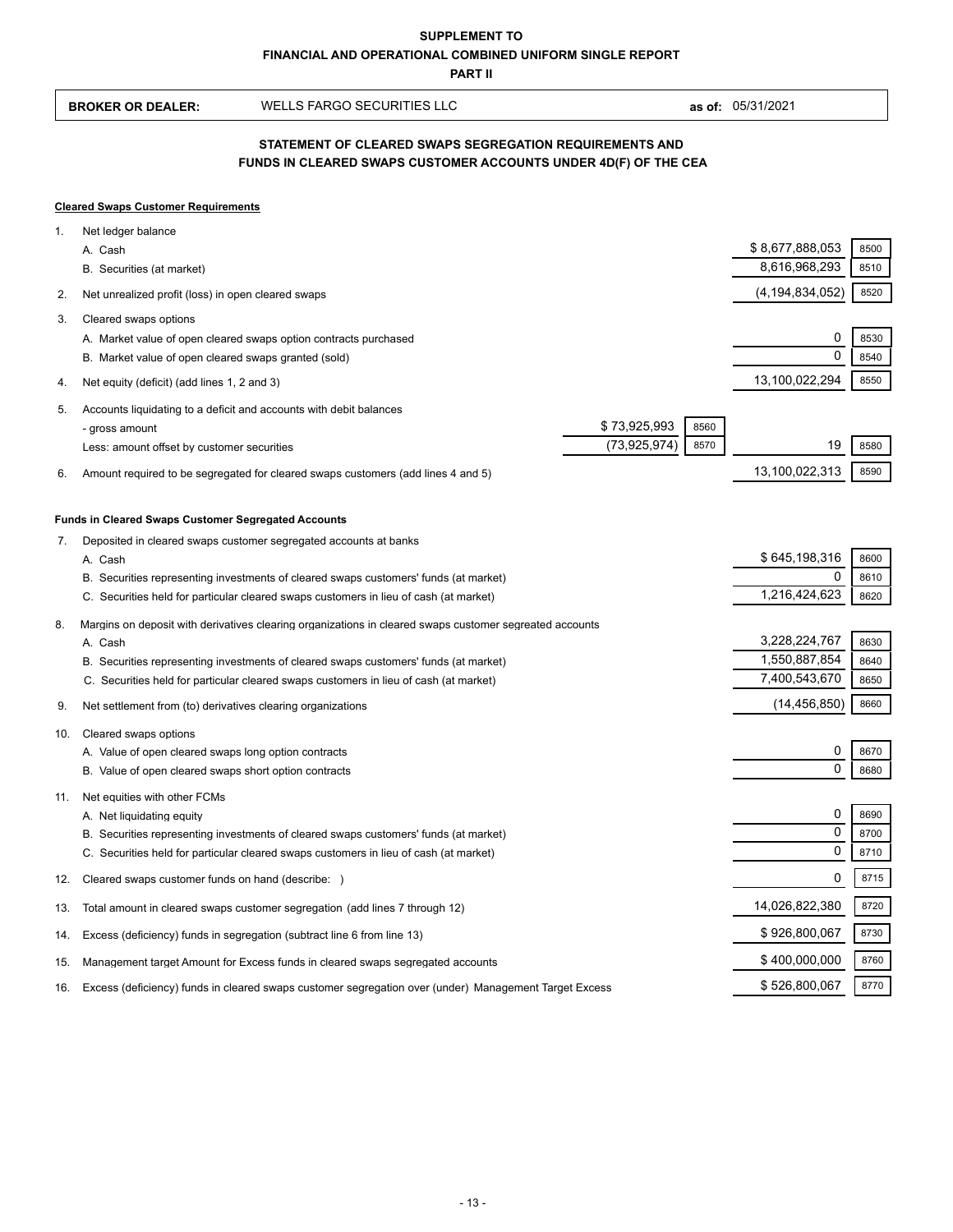**SUPPLEMENT TO**

**FINANCIAL AND OPERATIONAL COMBINED UNIFORM SINGLE REPORT**

**PART II**

| **BROKER OR DEALER:** | WELLS FARGO SECURITIES LLC | **as of:** 05/31/2021 |
|---|---|---|

## STATEMENT OF CLEARED SWAPS SEGREGATION REQUIREMENTS AND FUNDS IN CLEARED SWAPS CUSTOMER ACCOUNTS UNDER 4D(F) OF THE CEA

**Cleared Swaps Customer Requirements**

| | | | | | |
|---|---|---|---|---|---|
| 1. | Net ledger balance | | | | |
| | A. Cash | | | $ 8,677,888,053 | 8500 |
| | B. Securities (at market) | | | 8,616,968,293 | 8510 |
| 2. | Net unrealized profit (loss) in open cleared swaps | | | (4,194,834,052) | 8520 |
| 3. | Cleared swaps options | | | | |
| | A. Market value of open cleared swaps option contracts purchased | | | 0 | 8530 |
| | B. Market value of open cleared swaps granted (sold) | | | 0 | 8540 |
| 4. | Net equity (deficit) (add lines 1, 2 and 3) | | | 13,100,022,294 | 8550 |
| 5. | Accounts liquidating to a deficit and accounts with debit balances | | | | |
| | - gross amount | $ 73,925,993 | 8560 | | |
| | Less: amount offset by customer securities | (73,925,974) | 8570 | 19 | 8580 |
| 6. | Amount required to be segregated for cleared swaps customers (add lines 4 and 5) | | | 13,100,022,313 | 8590 |

**Funds in Cleared Swaps Customer Segregated Accounts**

| | | | |
|---|---|---|---|
| 7. | Deposited in cleared swaps customer segregated accounts at banks | | |
| | A. Cash | $ 645,198,316 | 8600 |
| | B. Securities representing investments of cleared swaps customers' funds (at market) | 0 | 8610 |
| | C. Securities held for particular cleared swaps customers in lieu of cash (at market) | 1,216,424,623 | 8620 |
| 8. | Margins on deposit with derivatives clearing organizations in cleared swaps customer segreated accounts | | |
| | A. Cash | 3,228,224,767 | 8630 |
| | B. Securities representing investments of cleared swaps customers' funds (at market) | 1,550,887,854 | 8640 |
| | C. Securities held for particular cleared swaps customers in lieu of cash (at market) | 7,400,543,670 | 8650 |
| 9. | Net settlement from (to) derivatives clearing organizations | (14,456,850) | 8660 |
| 10. | Cleared swaps options | | |
| | A. Value of open cleared swaps long option contracts | 0 | 8670 |
| | B. Value of open cleared swaps short option contracts | 0 | 8680 |
| 11. | Net equities with other FCMs | | |
| | A. Net liquidating equity | 0 | 8690 |
| | B. Securities representing investments of cleared swaps customers' funds (at market) | 0 | 8700 |
| | C. Securities held for particular cleared swaps customers in lieu of cash (at market) | 0 | 8710 |
| 12. | Cleared swaps customer funds on hand (describe: ) | 0 | 8715 |
| 13. | Total amount in cleared swaps customer segregation (add lines 7 through 12) | 14,026,822,380 | 8720 |
| 14. | Excess (deficiency) funds in segregation (subtract line 6 from line 13) | $ 926,800,067 | 8730 |
| 15. | Management target Amount for Excess funds in cleared swaps segregated accounts | $ 400,000,000 | 8760 |
| 16. | Excess (deficiency) funds in cleared swaps customer segregation over (under) Management Target Excess | $ 526,800,067 | 8770 |